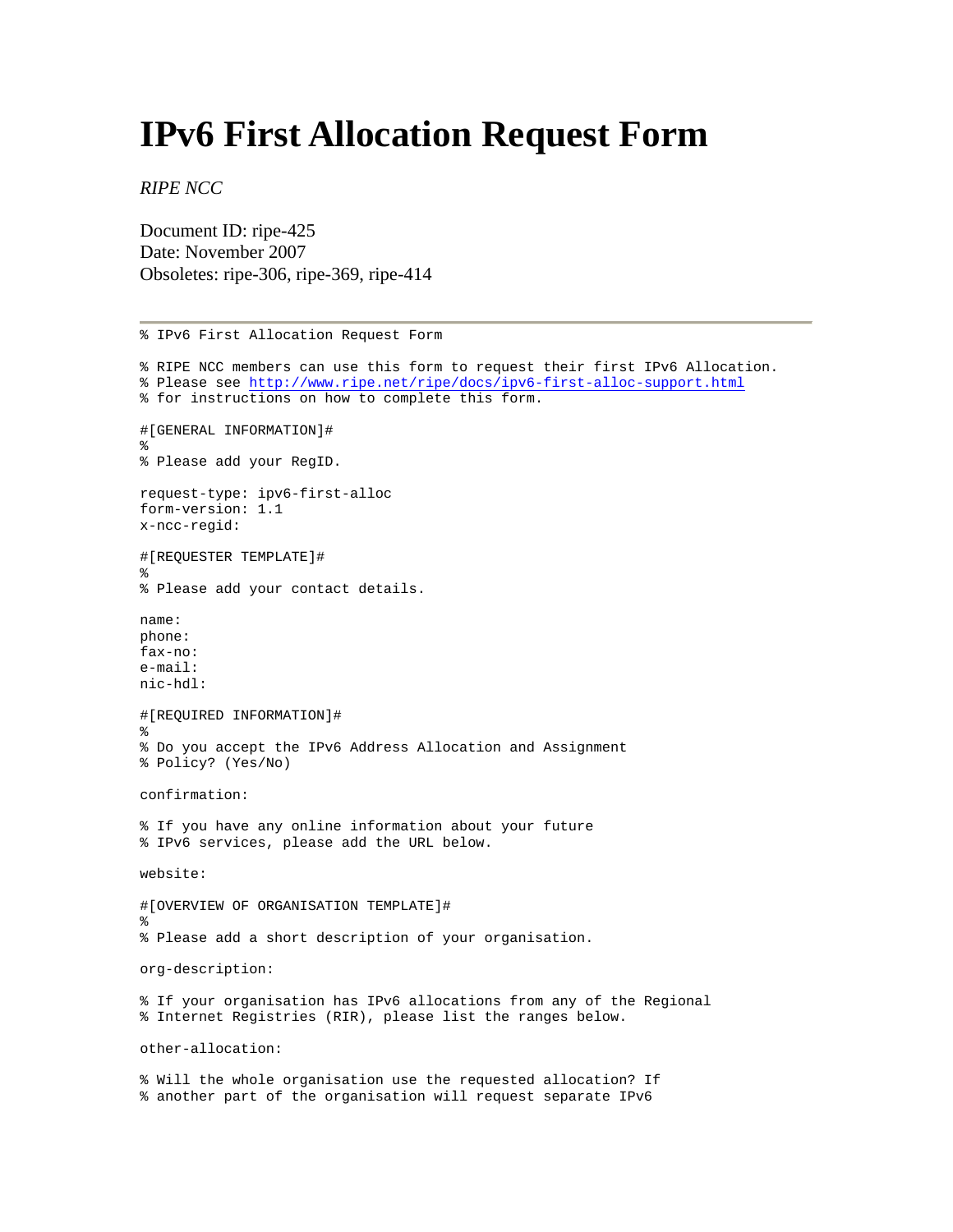# IPv6 First Allocation Request Form

*RIPE NCC*

Document ID: ripe-425
Date: November 2007
Obsoletes: ripe-306, ripe-369, ripe-414

---

```
% IPv6 First Allocation Request Form

% RIPE NCC members can use this form to request their first IPv6 Allocation.
% Please see http://www.ripe.net/ripe/docs/ipv6-first-alloc-support.html
% for instructions on how to complete this form.

#[GENERAL INFORMATION]#
%
% Please add your RegID.

request-type: ipv6-first-alloc
form-version: 1.1
x-ncc-regid:

#[REQUESTER TEMPLATE]#
%
% Please add your contact details.

name:
phone:
fax-no:
e-mail:
nic-hdl:

#[REQUIRED INFORMATION]#
%
% Do you accept the IPv6 Address Allocation and Assignment
% Policy? (Yes/No)

confirmation:

% If you have any online information about your future
% IPv6 services, please add the URL below.

website:

#[OVERVIEW OF ORGANISATION TEMPLATE]#
%
% Please add a short description of your organisation.

org-description:

% If your organisation has IPv6 allocations from any of the Regional
% Internet Registries (RIR), please list the ranges below.

other-allocation:

% Will the whole organisation use the requested allocation? If
% another part of the organisation will request separate IPv6
```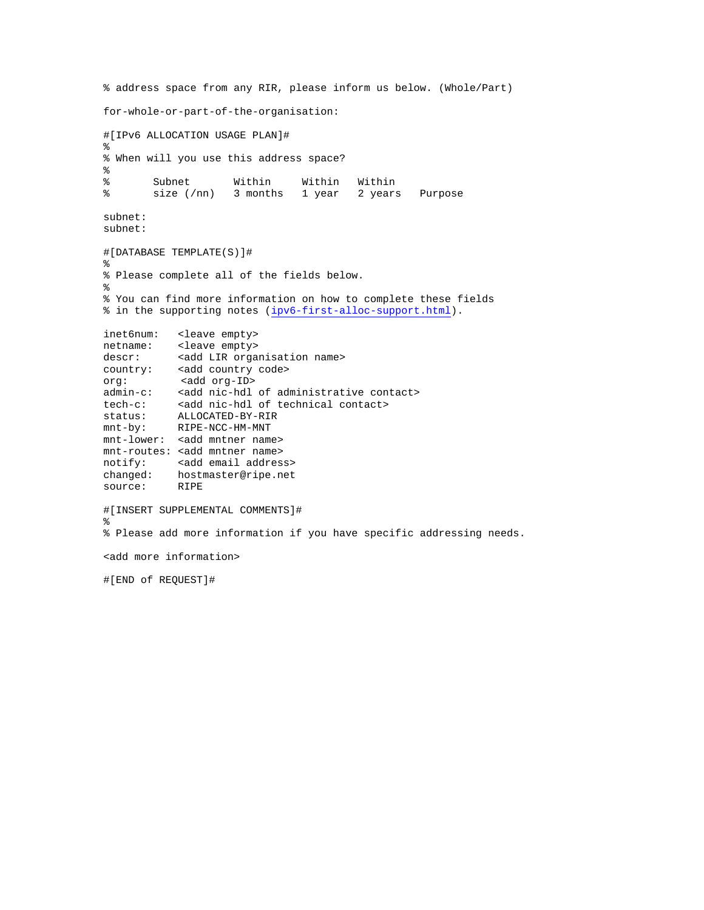```
% address space from any RIR, please inform us below. (Whole/Part)

for-whole-or-part-of-the-organisation:

#[IPv6 ALLOCATION USAGE PLAN]#
%
% When will you use this address space?
%
%       Subnet       Within     Within   Within
%       size (/nn)   3 months   1 year   2 years   Purpose

subnet:
subnet:

#[DATABASE TEMPLATE(S)]#
%
% Please complete all of the fields below.
%
% You can find more information on how to complete these fields
% in the supporting notes (ipv6-first-alloc-support.html).

inet6num:   <leave empty>
netname:    <leave empty>
descr:      <add LIR organisation name>
country:    <add country code>
org:         <add org-ID>
admin-c:    <add nic-hdl of administrative contact>
tech-c:     <add nic-hdl of technical contact>
status:     ALLOCATED-BY-RIR
mnt-by:     RIPE-NCC-HM-MNT
mnt-lower:  <add mntner name>
mnt-routes: <add mntner name>
notify:     <add email address>
changed:    hostmaster@ripe.net
source:     RIPE

#[INSERT SUPPLEMENTAL COMMENTS]#
%
% Please add more information if you have specific addressing needs.

<add more information>

#[END of REQUEST]#
```